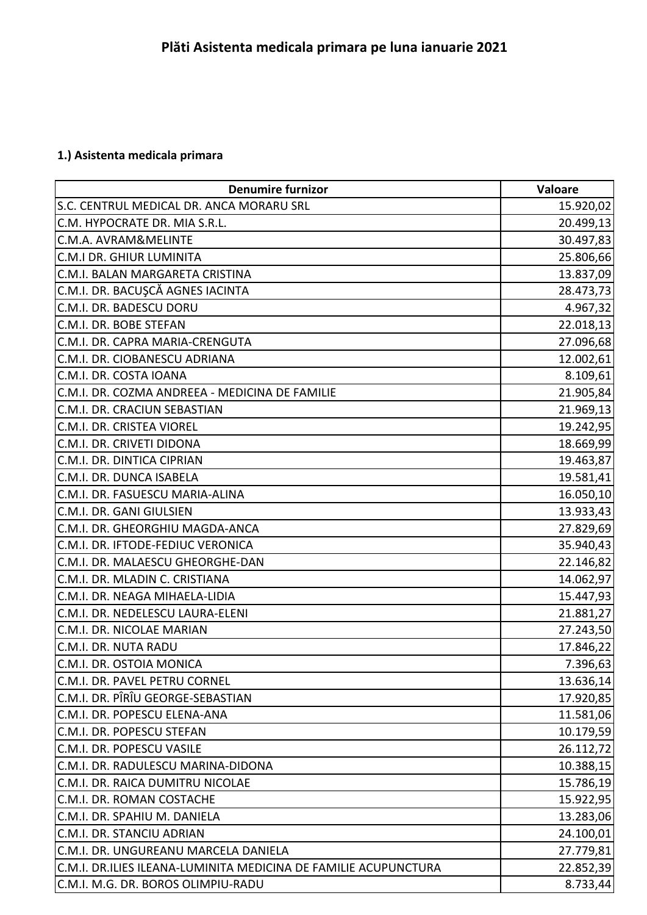# Plăti Asistenta medicala primara pe luna ianuarie 2021

**1.) Asistenta medicala primara**

| Denumire furnizor | Valoare |
|---|---:|
| S.C. CENTRUL MEDICAL DR. ANCA MORARU SRL | 15.920,02 |
| C.M. HYPOCRATE DR. MIA S.R.L. | 20.499,13 |
| C.M.A. AVRAM&MELINTE | 30.497,83 |
| C.M.I DR. GHIUR LUMINITA | 25.806,66 |
| C.M.I. BALAN MARGARETA CRISTINA | 13.837,09 |
| C.M.I. DR. BACUŞCĂ AGNES IACINTA | 28.473,73 |
| C.M.I. DR. BADESCU DORU | 4.967,32 |
| C.M.I. DR. BOBE STEFAN | 22.018,13 |
| C.M.I. DR. CAPRA MARIA-CRENGUTA | 27.096,68 |
| C.M.I. DR. CIOBANESCU ADRIANA | 12.002,61 |
| C.M.I. DR. COSTA IOANA | 8.109,61 |
| C.M.I. DR. COZMA ANDREEA - MEDICINA DE FAMILIE | 21.905,84 |
| C.M.I. DR. CRACIUN SEBASTIAN | 21.969,13 |
| C.M.I. DR. CRISTEA VIOREL | 19.242,95 |
| C.M.I. DR. CRIVETI DIDONA | 18.669,99 |
| C.M.I. DR. DINTICA CIPRIAN | 19.463,87 |
| C.M.I. DR. DUNCA ISABELA | 19.581,41 |
| C.M.I. DR. FASUESCU MARIA-ALINA | 16.050,10 |
| C.M.I. DR. GANI GIULSIEN | 13.933,43 |
| C.M.I. DR. GHEORGHIU MAGDA-ANCA | 27.829,69 |
| C.M.I. DR. IFTODE-FEDIUC VERONICA | 35.940,43 |
| C.M.I. DR. MALAESCU GHEORGHE-DAN | 22.146,82 |
| C.M.I. DR. MLADIN C. CRISTIANA | 14.062,97 |
| C.M.I. DR. NEAGA MIHAELA-LIDIA | 15.447,93 |
| C.M.I. DR. NEDELESCU LAURA-ELENI | 21.881,27 |
| C.M.I. DR. NICOLAE MARIAN | 27.243,50 |
| C.M.I. DR. NUTA RADU | 17.846,22 |
| C.M.I. DR. OSTOIA MONICA | 7.396,63 |
| C.M.I. DR. PAVEL PETRU CORNEL | 13.636,14 |
| C.M.I. DR. PÎRÎU GEORGE-SEBASTIAN | 17.920,85 |
| C.M.I. DR. POPESCU ELENA-ANA | 11.581,06 |
| C.M.I. DR. POPESCU STEFAN | 10.179,59 |
| C.M.I. DR. POPESCU VASILE | 26.112,72 |
| C.M.I. DR. RADULESCU MARINA-DIDONA | 10.388,15 |
| C.M.I. DR. RAICA DUMITRU NICOLAE | 15.786,19 |
| C.M.I. DR. ROMAN COSTACHE | 15.922,95 |
| C.M.I. DR. SPAHIU M. DANIELA | 13.283,06 |
| C.M.I. DR. STANCIU ADRIAN | 24.100,01 |
| C.M.I. DR. UNGUREANU MARCELA DANIELA | 27.779,81 |
| C.M.I. DR.ILIES ILEANA-LUMINITA MEDICINA DE FAMILIE ACUPUNCTURA | 22.852,39 |
| C.M.I. M.G. DR. BOROS OLIMPIU-RADU | 8.733,44 |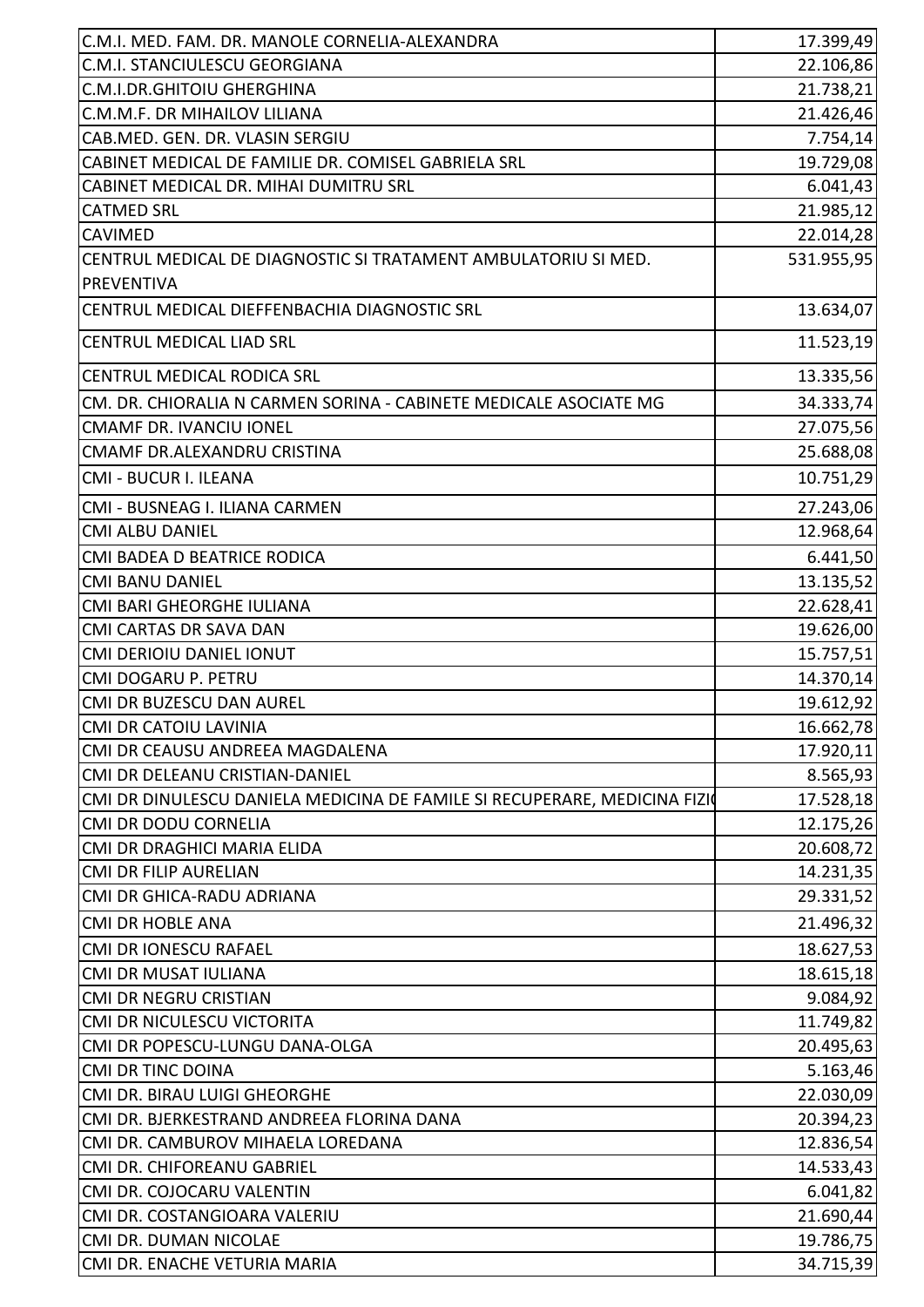| | |
|---|---|
| C.M.I. MED. FAM. DR. MANOLE CORNELIA-ALEXANDRA | 17.399,49 |
| C.M.I. STANCIULESCU GEORGIANA | 22.106,86 |
| C.M.I.DR.GHITOIU GHERGHINA | 21.738,21 |
| C.M.M.F. DR MIHAILOV LILIANA | 21.426,46 |
| CAB.MED. GEN. DR. VLASIN SERGIU | 7.754,14 |
| CABINET MEDICAL DE FAMILIE DR. COMISEL GABRIELA SRL | 19.729,08 |
| CABINET MEDICAL DR. MIHAI DUMITRU SRL | 6.041,43 |
| CATMED SRL | 21.985,12 |
| CAVIMED | 22.014,28 |
| CENTRUL MEDICAL DE DIAGNOSTIC SI TRATAMENT AMBULATORIU SI MED. PREVENTIVA | 531.955,95 |
| CENTRUL MEDICAL DIEFFENBACHIA DIAGNOSTIC SRL | 13.634,07 |
| CENTRUL MEDICAL LIAD SRL | 11.523,19 |
| CENTRUL MEDICAL RODICA SRL | 13.335,56 |
| CM. DR. CHIORALIA N CARMEN SORINA - CABINETE MEDICALE ASOCIATE MG | 34.333,74 |
| CMAMF DR. IVANCIU IONEL | 27.075,56 |
| CMAMF DR.ALEXANDRU CRISTINA | 25.688,08 |
| CMI - BUCUR I. ILEANA | 10.751,29 |
| CMI - BUSNEAG I. ILIANA CARMEN | 27.243,06 |
| CMI ALBU DANIEL | 12.968,64 |
| CMI BADEA D BEATRICE RODICA | 6.441,50 |
| CMI BANU DANIEL | 13.135,52 |
| CMI BARI GHEORGHE IULIANA | 22.628,41 |
| CMI CARTAS DR SAVA DAN | 19.626,00 |
| CMI DERIOIU DANIEL IONUT | 15.757,51 |
| CMI DOGARU P. PETRU | 14.370,14 |
| CMI DR BUZESCU DAN AUREL | 19.612,92 |
| CMI DR CATOIU LAVINIA | 16.662,78 |
| CMI DR CEAUSU ANDREEA MAGDALENA | 17.920,11 |
| CMI DR DELEANU CRISTIAN-DANIEL | 8.565,93 |
| CMI DR DINULESCU DANIELA MEDICINA DE FAMILE SI RECUPERARE, MEDICINA FIZI | 17.528,18 |
| CMI DR DODU CORNELIA | 12.175,26 |
| CMI DR DRAGHICI MARIA ELIDA | 20.608,72 |
| CMI DR FILIP AURELIAN | 14.231,35 |
| CMI DR GHICA-RADU ADRIANA | 29.331,52 |
| CMI DR HOBLE ANA | 21.496,32 |
| CMI DR IONESCU RAFAEL | 18.627,53 |
| CMI DR MUSAT IULIANA | 18.615,18 |
| CMI DR NEGRU CRISTIAN | 9.084,92 |
| CMI DR NICULESCU VICTORITA | 11.749,82 |
| CMI DR POPESCU-LUNGU DANA-OLGA | 20.495,63 |
| CMI DR TINC DOINA | 5.163,46 |
| CMI DR. BIRAU LUIGI GHEORGHE | 22.030,09 |
| CMI DR. BJERKESTRAND ANDREEA FLORINA DANA | 20.394,23 |
| CMI DR. CAMBUROV MIHAELA LOREDANA | 12.836,54 |
| CMI DR. CHIFOREANU GABRIEL | 14.533,43 |
| CMI DR. COJOCARU VALENTIN | 6.041,82 |
| CMI DR. COSTANGIOARA VALERIU | 21.690,44 |
| CMI DR. DUMAN NICOLAE | 19.786,75 |
| CMI DR. ENACHE VETURIA MARIA | 34.715,39 |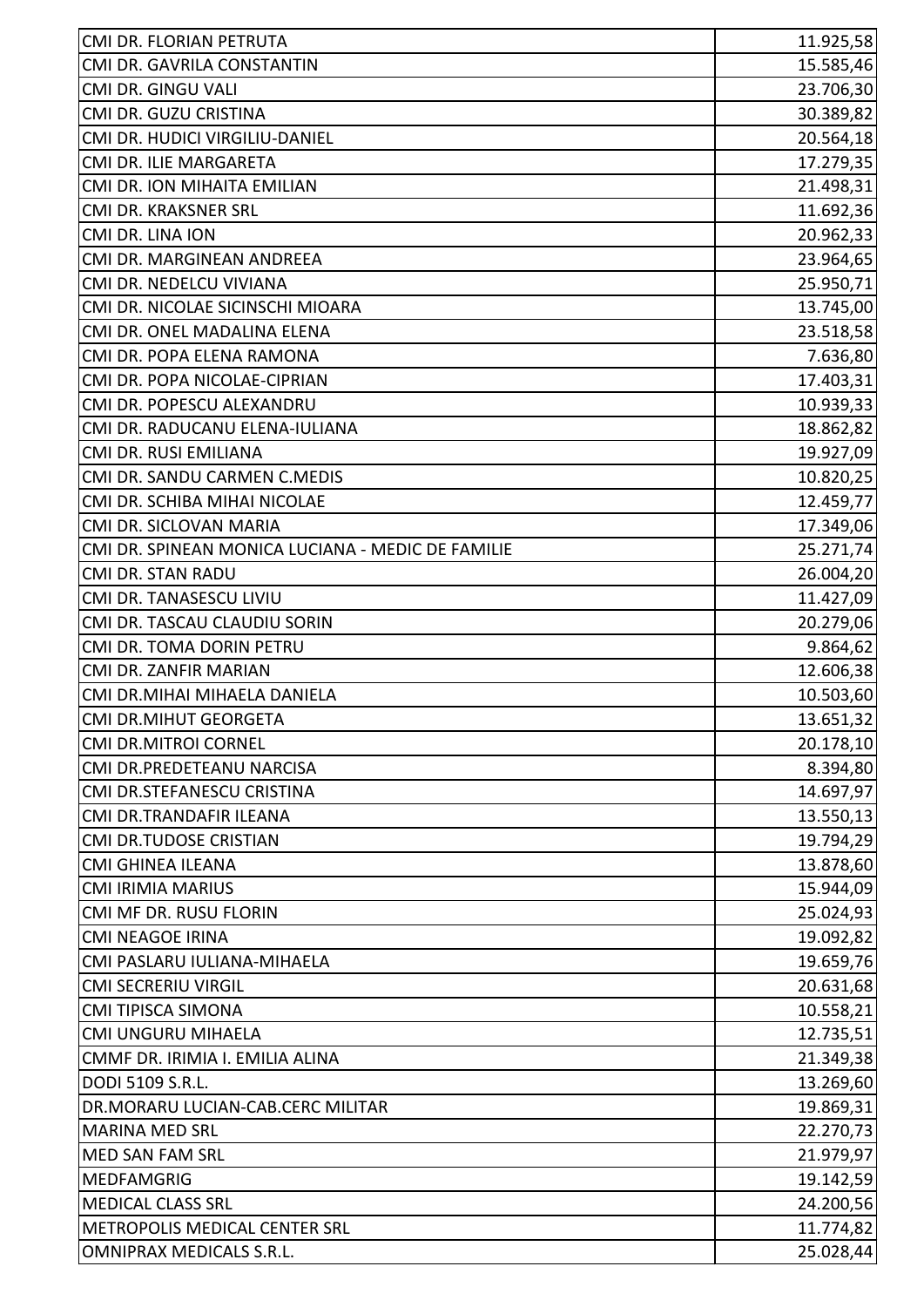| | |
|---|---|
| CMI DR. FLORIAN PETRUTA | 11.925,58 |
| CMI DR. GAVRILA CONSTANTIN | 15.585,46 |
| CMI DR. GINGU VALI | 23.706,30 |
| CMI DR. GUZU CRISTINA | 30.389,82 |
| CMI DR. HUDICI VIRGILIU-DANIEL | 20.564,18 |
| CMI DR. ILIE MARGARETA | 17.279,35 |
| CMI DR. ION MIHAITA EMILIAN | 21.498,31 |
| CMI DR. KRAKSNER SRL | 11.692,36 |
| CMI DR. LINA ION | 20.962,33 |
| CMI DR. MARGINEAN ANDREEA | 23.964,65 |
| CMI DR. NEDELCU VIVIANA | 25.950,71 |
| CMI DR. NICOLAE SICINSCHI MIOARA | 13.745,00 |
| CMI DR. ONEL MADALINA ELENA | 23.518,58 |
| CMI DR. POPA ELENA RAMONA | 7.636,80 |
| CMI DR. POPA NICOLAE-CIPRIAN | 17.403,31 |
| CMI DR. POPESCU ALEXANDRU | 10.939,33 |
| CMI DR. RADUCANU ELENA-IULIANA | 18.862,82 |
| CMI DR. RUSI EMILIANA | 19.927,09 |
| CMI DR. SANDU CARMEN C.MEDIS | 10.820,25 |
| CMI DR. SCHIBA MIHAI NICOLAE | 12.459,77 |
| CMI DR. SICLOVAN MARIA | 17.349,06 |
| CMI DR. SPINEAN MONICA LUCIANA - MEDIC DE FAMILIE | 25.271,74 |
| CMI DR. STAN RADU | 26.004,20 |
| CMI DR. TANASESCU LIVIU | 11.427,09 |
| CMI DR. TASCAU CLAUDIU SORIN | 20.279,06 |
| CMI DR. TOMA DORIN PETRU | 9.864,62 |
| CMI DR. ZANFIR MARIAN | 12.606,38 |
| CMI DR.MIHAI MIHAELA DANIELA | 10.503,60 |
| CMI DR.MIHUT GEORGETA | 13.651,32 |
| CMI DR.MITROI CORNEL | 20.178,10 |
| CMI DR.PREDETEANU NARCISA | 8.394,80 |
| CMI DR.STEFANESCU CRISTINA | 14.697,97 |
| CMI DR.TRANDAFIR ILEANA | 13.550,13 |
| CMI DR.TUDOSE CRISTIAN | 19.794,29 |
| CMI GHINEA ILEANA | 13.878,60 |
| CMI IRIMIA MARIUS | 15.944,09 |
| CMI MF DR. RUSU FLORIN | 25.024,93 |
| CMI NEAGOE IRINA | 19.092,82 |
| CMI PASLARU IULIANA-MIHAELA | 19.659,76 |
| CMI SECRERIU VIRGIL | 20.631,68 |
| CMI TIPISCA SIMONA | 10.558,21 |
| CMI UNGURU MIHAELA | 12.735,51 |
| CMMF DR. IRIMIA I. EMILIA ALINA | 21.349,38 |
| DODI 5109 S.R.L. | 13.269,60 |
| DR.MORARU LUCIAN-CAB.CERC MILITAR | 19.869,31 |
| MARINA MED SRL | 22.270,73 |
| MED SAN FAM SRL | 21.979,97 |
| MEDFAMGRIG | 19.142,59 |
| MEDICAL CLASS SRL | 24.200,56 |
| METROPOLIS MEDICAL CENTER SRL | 11.774,82 |
| OMNIPRAX MEDICALS S.R.L. | 25.028,44 |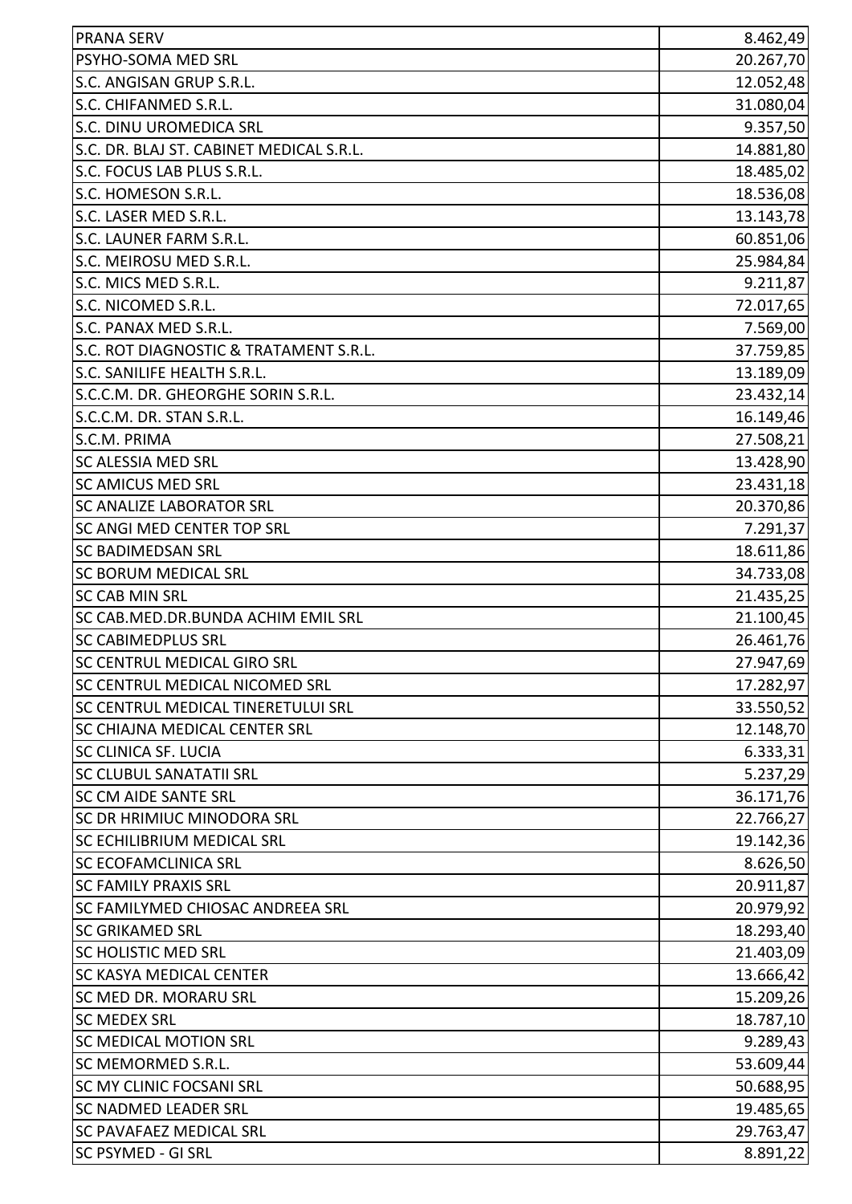| | |
|---|---|
| PRANA SERV | 8.462,49 |
| PSYHO-SOMA MED SRL | 20.267,70 |
| S.C. ANGISAN GRUP S.R.L. | 12.052,48 |
| S.C. CHIFANMED S.R.L. | 31.080,04 |
| S.C. DINU UROMEDICA SRL | 9.357,50 |
| S.C. DR. BLAJ ST. CABINET MEDICAL S.R.L. | 14.881,80 |
| S.C. FOCUS LAB PLUS S.R.L. | 18.485,02 |
| S.C. HOMESON S.R.L. | 18.536,08 |
| S.C. LASER MED S.R.L. | 13.143,78 |
| S.C. LAUNER FARM S.R.L. | 60.851,06 |
| S.C. MEIROSU MED S.R.L. | 25.984,84 |
| S.C. MICS MED S.R.L. | 9.211,87 |
| S.C. NICOMED S.R.L. | 72.017,65 |
| S.C. PANAX MED S.R.L. | 7.569,00 |
| S.C. ROT DIAGNOSTIC & TRATAMENT S.R.L. | 37.759,85 |
| S.C. SANILIFE HEALTH S.R.L. | 13.189,09 |
| S.C.C.M. DR. GHEORGHE SORIN S.R.L. | 23.432,14 |
| S.C.C.M. DR. STAN S.R.L. | 16.149,46 |
| S.C.M. PRIMA | 27.508,21 |
| SC ALESSIA MED SRL | 13.428,90 |
| SC AMICUS MED SRL | 23.431,18 |
| SC ANALIZE LABORATOR SRL | 20.370,86 |
| SC ANGI MED CENTER TOP SRL | 7.291,37 |
| SC BADIMEDSAN SRL | 18.611,86 |
| SC BORUM MEDICAL SRL | 34.733,08 |
| SC CAB MIN SRL | 21.435,25 |
| SC CAB.MED.DR.BUNDA ACHIM EMIL SRL | 21.100,45 |
| SC CABIMEDPLUS SRL | 26.461,76 |
| SC CENTRUL MEDICAL GIRO SRL | 27.947,69 |
| SC CENTRUL MEDICAL NICOMED SRL | 17.282,97 |
| SC CENTRUL MEDICAL TINERETULUI SRL | 33.550,52 |
| SC CHIAJNA MEDICAL CENTER SRL | 12.148,70 |
| SC CLINICA SF. LUCIA | 6.333,31 |
| SC CLUBUL SANATATII SRL | 5.237,29 |
| SC CM AIDE SANTE SRL | 36.171,76 |
| SC DR HRIMIUC MINODORA SRL | 22.766,27 |
| SC ECHILIBRIUM MEDICAL SRL | 19.142,36 |
| SC ECOFAMCLINICA SRL | 8.626,50 |
| SC FAMILY PRAXIS SRL | 20.911,87 |
| SC FAMILYMED CHIOSAC ANDREEA SRL | 20.979,92 |
| SC GRIKAMED SRL | 18.293,40 |
| SC HOLISTIC MED SRL | 21.403,09 |
| SC KASYA MEDICAL CENTER | 13.666,42 |
| SC MED DR. MORARU SRL | 15.209,26 |
| SC MEDEX SRL | 18.787,10 |
| SC MEDICAL MOTION SRL | 9.289,43 |
| SC MEMORMED S.R.L. | 53.609,44 |
| SC MY CLINIC FOCSANI SRL | 50.688,95 |
| SC NADMED LEADER SRL | 19.485,65 |
| SC PAVAFAEZ MEDICAL SRL | 29.763,47 |
| SC PSYMED - GI SRL | 8.891,22 |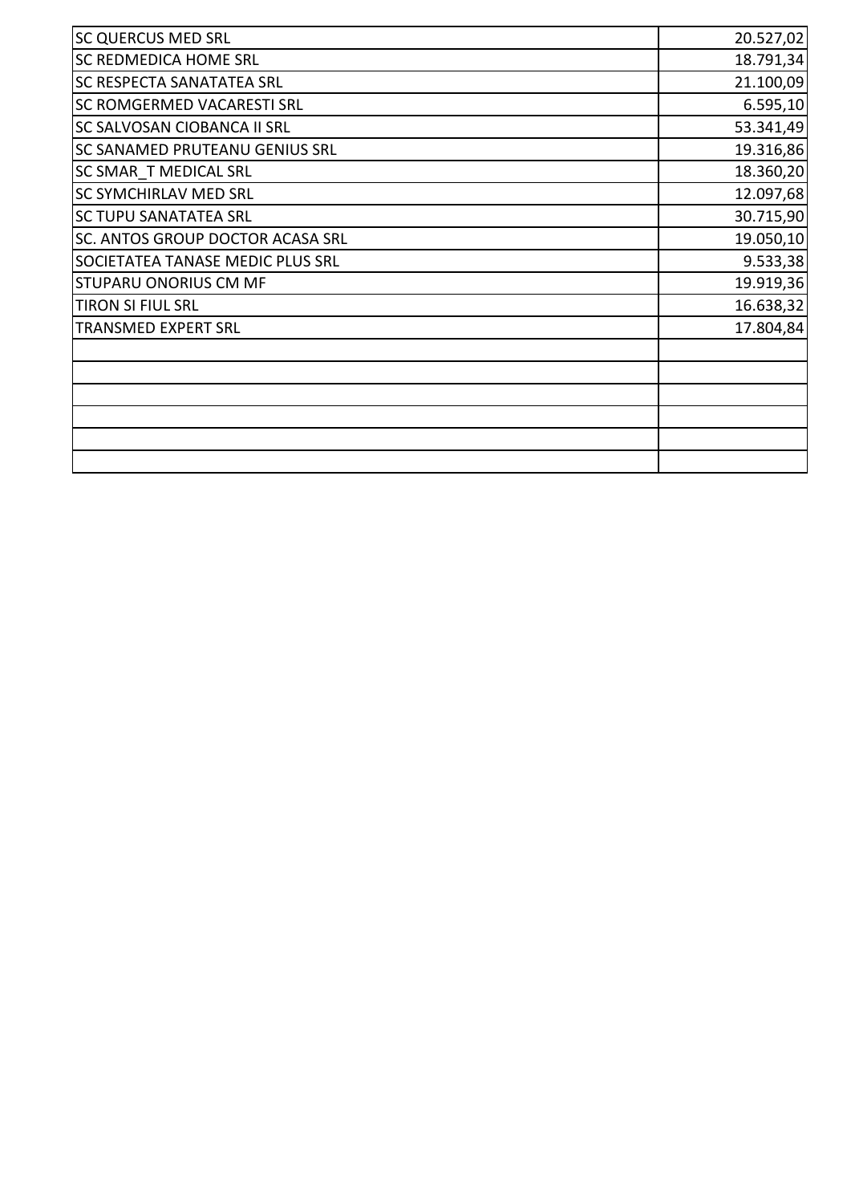| | |
|---|---|
| SC QUERCUS MED SRL | 20.527,02 |
| SC REDMEDICA HOME SRL | 18.791,34 |
| SC RESPECTA SANATATEA SRL | 21.100,09 |
| SC ROMGERMED VACARESTI SRL | 6.595,10 |
| SC SALVOSAN CIOBANCA II SRL | 53.341,49 |
| SC SANAMED PRUTEANU GENIUS SRL | 19.316,86 |
| SC SMAR_T MEDICAL SRL | 18.360,20 |
| SC SYMCHIRLAV MED SRL | 12.097,68 |
| SC TUPU SANATATEA SRL | 30.715,90 |
| SC. ANTOS GROUP DOCTOR ACASA SRL | 19.050,10 |
| SOCIETATEA TANASE MEDIC PLUS SRL | 9.533,38 |
| STUPARU ONORIUS CM MF | 19.919,36 |
| TIRON SI FIUL SRL | 16.638,32 |
| TRANSMED EXPERT SRL | 17.804,84 |
| | |
| | |
| | |
| | |
| | |
| | |